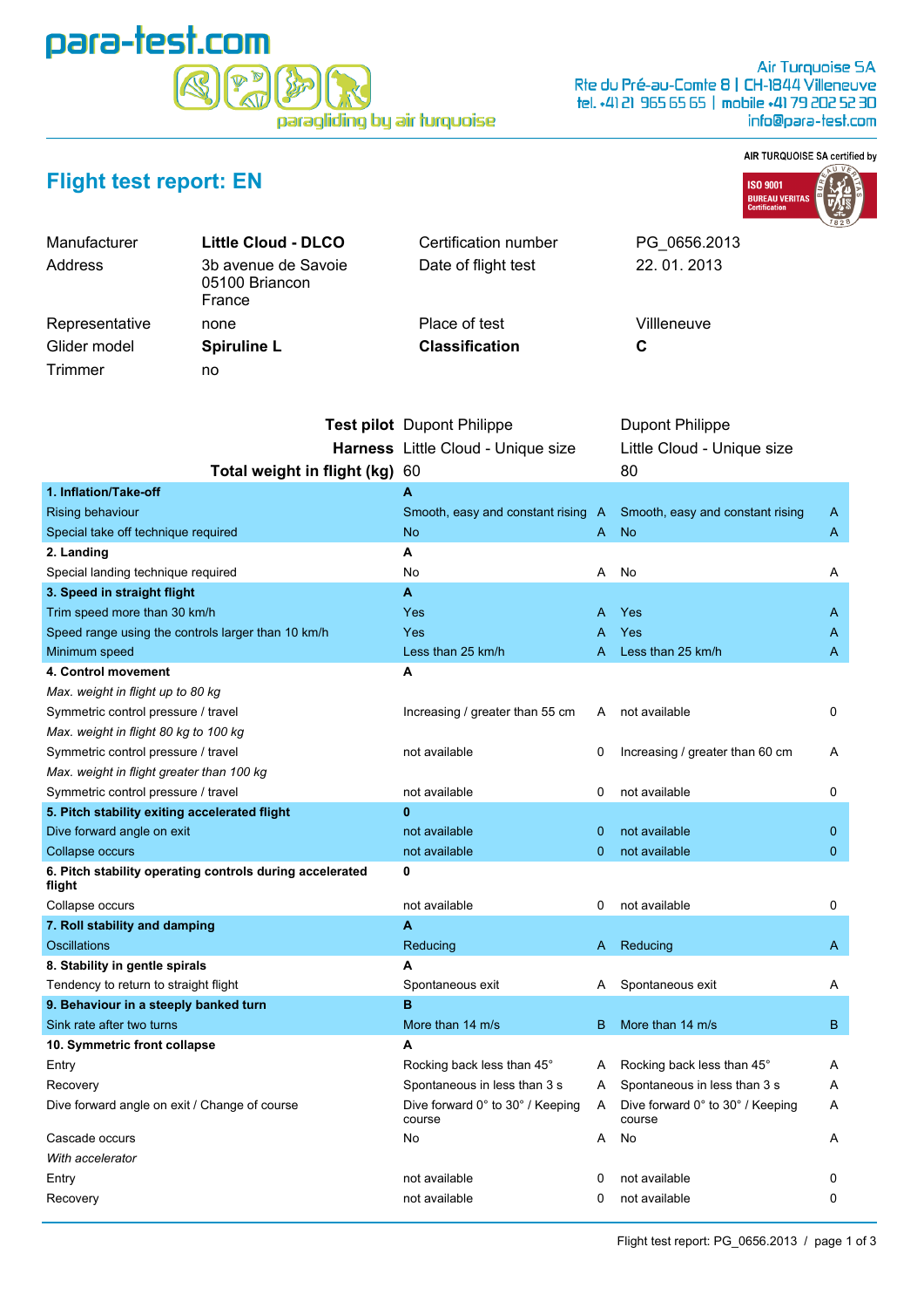para-test.com

paragliding by air turquoise

Air Turquoise SA
Rte du Pré-au-Comte 8 | CH-1844 Villeneuve
tel. +41 21 965 65 65 | mobile +41 79 202 52 30
info@para-test.com

# Flight test report: EN

AIR TURQUOISE SA certified by ISO 9001 BUREAU VERITAS Certification

| | | | |
|---|---|---|---|
| Manufacturer | **Little Cloud - DLCO** | Certification number | PG_0656.2013 |
| Address | 3b avenue de Savoie<br>05100 Briancon<br>France | Date of flight test | 22. 01. 2013 |
| Representative | none | Place of test | Villleneuve |
| Glider model | **Spiruline L** | **Classification** | **C** |
| Trimmer | no | | |

| | | | | |
|---|---|---|---|---|
| **Test pilot** | Dupont Philippe | | Dupont Philippe | |
| **Harness** | Little Cloud - Unique size | | Little Cloud - Unique size | |
| **Total weight in flight (kg)** | 60 | | 80 | |
| **1. Inflation/Take-off** | **A** | | | |
| Rising behaviour | Smooth, easy and constant rising | A | Smooth, easy and constant rising | A |
| Special take off technique required | No | A | No | A |
| **2. Landing** | **A** | | | |
| Special landing technique required | No | A | No | A |
| **3. Speed in straight flight** | **A** | | | |
| Trim speed more than 30 km/h | Yes | A | Yes | A |
| Speed range using the controls larger than 10 km/h | Yes | A | Yes | A |
| Minimum speed | Less than 25 km/h | A | Less than 25 km/h | A |
| **4. Control movement** | **A** | | | |
| *Max. weight in flight up to 80 kg* | | | | |
| Symmetric control pressure / travel | Increasing / greater than 55 cm | A | not available | 0 |
| *Max. weight in flight 80 kg to 100 kg* | | | | |
| Symmetric control pressure / travel | not available | 0 | Increasing / greater than 60 cm | A |
| *Max. weight in flight greater than 100 kg* | | | | |
| Symmetric control pressure / travel | not available | 0 | not available | 0 |
| **5. Pitch stability exiting accelerated flight** | **0** | | | |
| Dive forward angle on exit | not available | 0 | not available | 0 |
| Collapse occurs | not available | 0 | not available | 0 |
| **6. Pitch stability operating controls during accelerated flight** | **0** | | | |
| Collapse occurs | not available | 0 | not available | 0 |
| **7. Roll stability and damping** | **A** | | | |
| Oscillations | Reducing | A | Reducing | A |
| **8. Stability in gentle spirals** | **A** | | | |
| Tendency to return to straight flight | Spontaneous exit | A | Spontaneous exit | A |
| **9. Behaviour in a steeply banked turn** | **B** | | | |
| Sink rate after two turns | More than 14 m/s | B | More than 14 m/s | B |
| **10. Symmetric front collapse** | **A** | | | |
| Entry | Rocking back less than 45° | A | Rocking back less than 45° | A |
| Recovery | Spontaneous in less than 3 s | A | Spontaneous in less than 3 s | A |
| Dive forward angle on exit / Change of course | Dive forward 0° to 30° / Keeping course | A | Dive forward 0° to 30° / Keeping course | A |
| Cascade occurs | No | A | No | A |
| *With accelerator* | | | | |
| Entry | not available | 0 | not available | 0 |
| Recovery | not available | 0 | not available | 0 |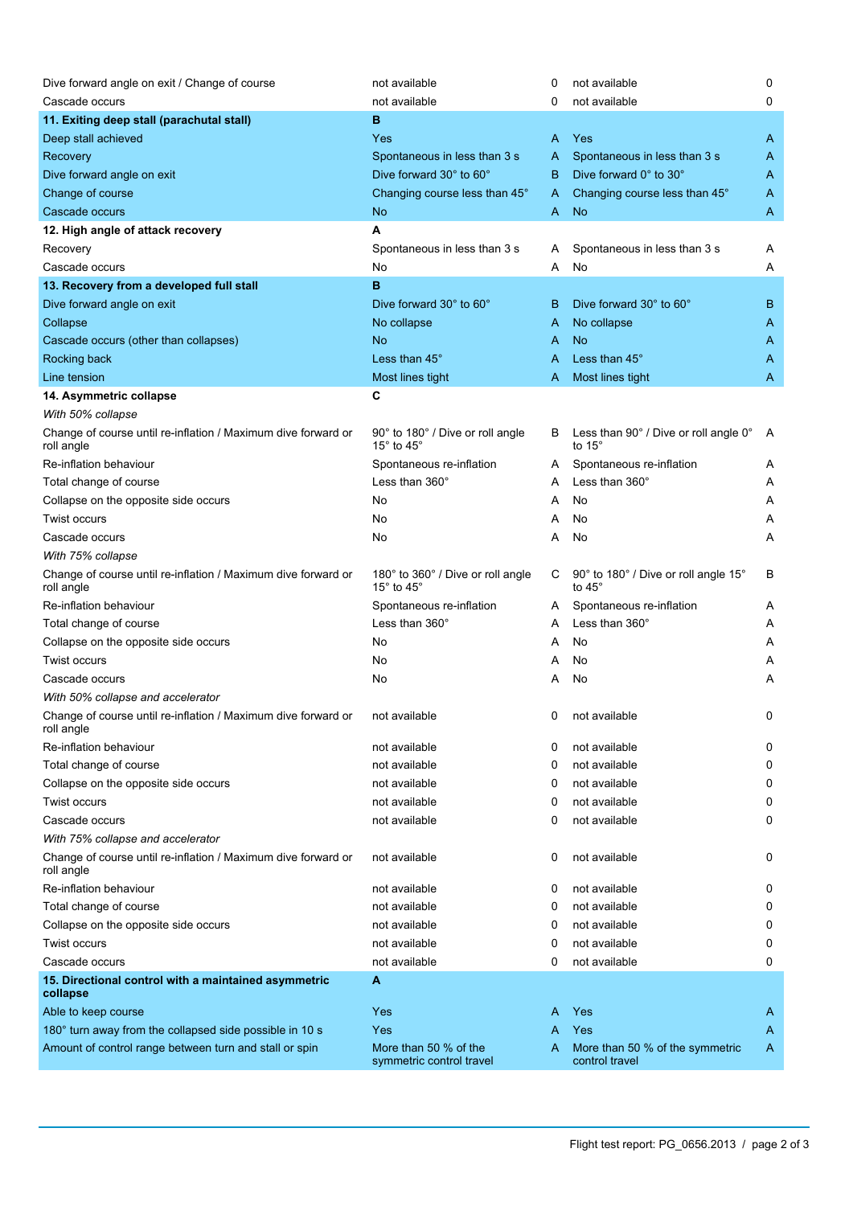| | | | | |
|---|---|---|---|---|
| Dive forward angle on exit / Change of course | not available | 0 | not available | 0 |
| Cascade occurs | not available | 0 | not available | 0 |
| **11. Exiting deep stall (parachutal stall)** | **B** | | | |
| Deep stall achieved | Yes | A | Yes | A |
| Recovery | Spontaneous in less than 3 s | A | Spontaneous in less than 3 s | A |
| Dive forward angle on exit | Dive forward 30° to 60° | B | Dive forward 0° to 30° | A |
| Change of course | Changing course less than 45° | A | Changing course less than 45° | A |
| Cascade occurs | No | A | No | A |
| **12. High angle of attack recovery** | **A** | | | |
| Recovery | Spontaneous in less than 3 s | A | Spontaneous in less than 3 s | A |
| Cascade occurs | No | A | No | A |
| **13. Recovery from a developed full stall** | **B** | | | |
| Dive forward angle on exit | Dive forward 30° to 60° | B | Dive forward 30° to 60° | B |
| Collapse | No collapse | A | No collapse | A |
| Cascade occurs (other than collapses) | No | A | No | A |
| Rocking back | Less than 45° | A | Less than 45° | A |
| Line tension | Most lines tight | A | Most lines tight | A |
| **14. Asymmetric collapse** | **C** | | | |
| *With 50% collapse* | | | | |
| Change of course until re-inflation / Maximum dive forward or roll angle | 90° to 180° / Dive or roll angle 15° to 45° | B | Less than 90° / Dive or roll angle 0° to 15° | A |
| Re-inflation behaviour | Spontaneous re-inflation | A | Spontaneous re-inflation | A |
| Total change of course | Less than 360° | A | Less than 360° | A |
| Collapse on the opposite side occurs | No | A | No | A |
| Twist occurs | No | A | No | A |
| Cascade occurs | No | A | No | A |
| *With 75% collapse* | | | | |
| Change of course until re-inflation / Maximum dive forward or roll angle | 180° to 360° / Dive or roll angle 15° to 45° | C | 90° to 180° / Dive or roll angle 15° to 45° | B |
| Re-inflation behaviour | Spontaneous re-inflation | A | Spontaneous re-inflation | A |
| Total change of course | Less than 360° | A | Less than 360° | A |
| Collapse on the opposite side occurs | No | A | No | A |
| Twist occurs | No | A | No | A |
| Cascade occurs | No | A | No | A |
| *With 50% collapse and accelerator* | | | | |
| Change of course until re-inflation / Maximum dive forward or roll angle | not available | 0 | not available | 0 |
| Re-inflation behaviour | not available | 0 | not available | 0 |
| Total change of course | not available | 0 | not available | 0 |
| Collapse on the opposite side occurs | not available | 0 | not available | 0 |
| Twist occurs | not available | 0 | not available | 0 |
| Cascade occurs | not available | 0 | not available | 0 |
| *With 75% collapse and accelerator* | | | | |
| Change of course until re-inflation / Maximum dive forward or roll angle | not available | 0 | not available | 0 |
| Re-inflation behaviour | not available | 0 | not available | 0 |
| Total change of course | not available | 0 | not available | 0 |
| Collapse on the opposite side occurs | not available | 0 | not available | 0 |
| Twist occurs | not available | 0 | not available | 0 |
| Cascade occurs | not available | 0 | not available | 0 |
| **15. Directional control with a maintained asymmetric collapse** | **A** | | | |
| Able to keep course | Yes | A | Yes | A |
| 180° turn away from the collapsed side possible in 10 s | Yes | A | Yes | A |
| Amount of control range between turn and stall or spin | More than 50 % of the symmetric control travel | A | More than 50 % of the symmetric control travel | A |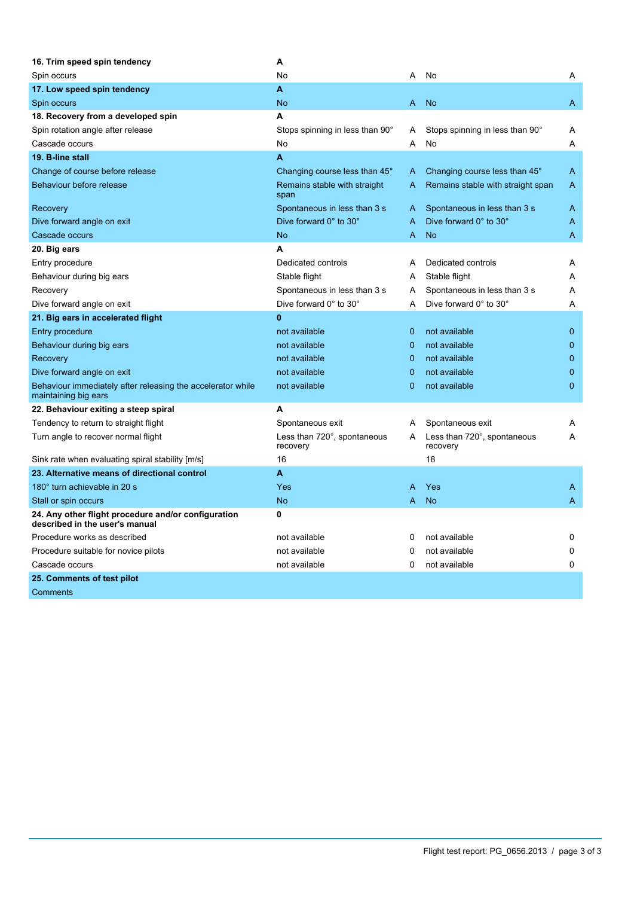| | | | | |
|---|---|---|---|---|
| **16. Trim speed spin tendency** | **A** | | | |
| Spin occurs | No | A | No | A |
| **17. Low speed spin tendency** | **A** | | | |
| Spin occurs | No | A | No | A |
| **18. Recovery from a developed spin** | **A** | | | |
| Spin rotation angle after release | Stops spinning in less than 90° | A | Stops spinning in less than 90° | A |
| Cascade occurs | No | A | No | A |
| **19. B-line stall** | **A** | | | |
| Change of course before release | Changing course less than 45° | A | Changing course less than 45° | A |
| Behaviour before release | Remains stable with straight span | A | Remains stable with straight span | A |
| Recovery | Spontaneous in less than 3 s | A | Spontaneous in less than 3 s | A |
| Dive forward angle on exit | Dive forward 0° to 30° | A | Dive forward 0° to 30° | A |
| Cascade occurs | No | A | No | A |
| **20. Big ears** | **A** | | | |
| Entry procedure | Dedicated controls | A | Dedicated controls | A |
| Behaviour during big ears | Stable flight | A | Stable flight | A |
| Recovery | Spontaneous in less than 3 s | A | Spontaneous in less than 3 s | A |
| Dive forward angle on exit | Dive forward 0° to 30° | A | Dive forward 0° to 30° | A |
| **21. Big ears in accelerated flight** | **0** | | | |
| Entry procedure | not available | 0 | not available | 0 |
| Behaviour during big ears | not available | 0 | not available | 0 |
| Recovery | not available | 0 | not available | 0 |
| Dive forward angle on exit | not available | 0 | not available | 0 |
| Behaviour immediately after releasing the accelerator while maintaining big ears | not available | 0 | not available | 0 |
| **22. Behaviour exiting a steep spiral** | **A** | | | |
| Tendency to return to straight flight | Spontaneous exit | A | Spontaneous exit | A |
| Turn angle to recover normal flight | Less than 720°, spontaneous recovery | A | Less than 720°, spontaneous recovery | A |
| Sink rate when evaluating spiral stability [m/s] | 16 | | 18 | |
| **23. Alternative means of directional control** | **A** | | | |
| 180° turn achievable in 20 s | Yes | A | Yes | A |
| Stall or spin occurs | No | A | No | A |
| **24. Any other flight procedure and/or configuration described in the user's manual** | **0** | | | |
| Procedure works as described | not available | 0 | not available | 0 |
| Procedure suitable for novice pilots | not available | 0 | not available | 0 |
| Cascade occurs | not available | 0 | not available | 0 |
| **25. Comments of test pilot** | | | | |
| Comments | | | | |